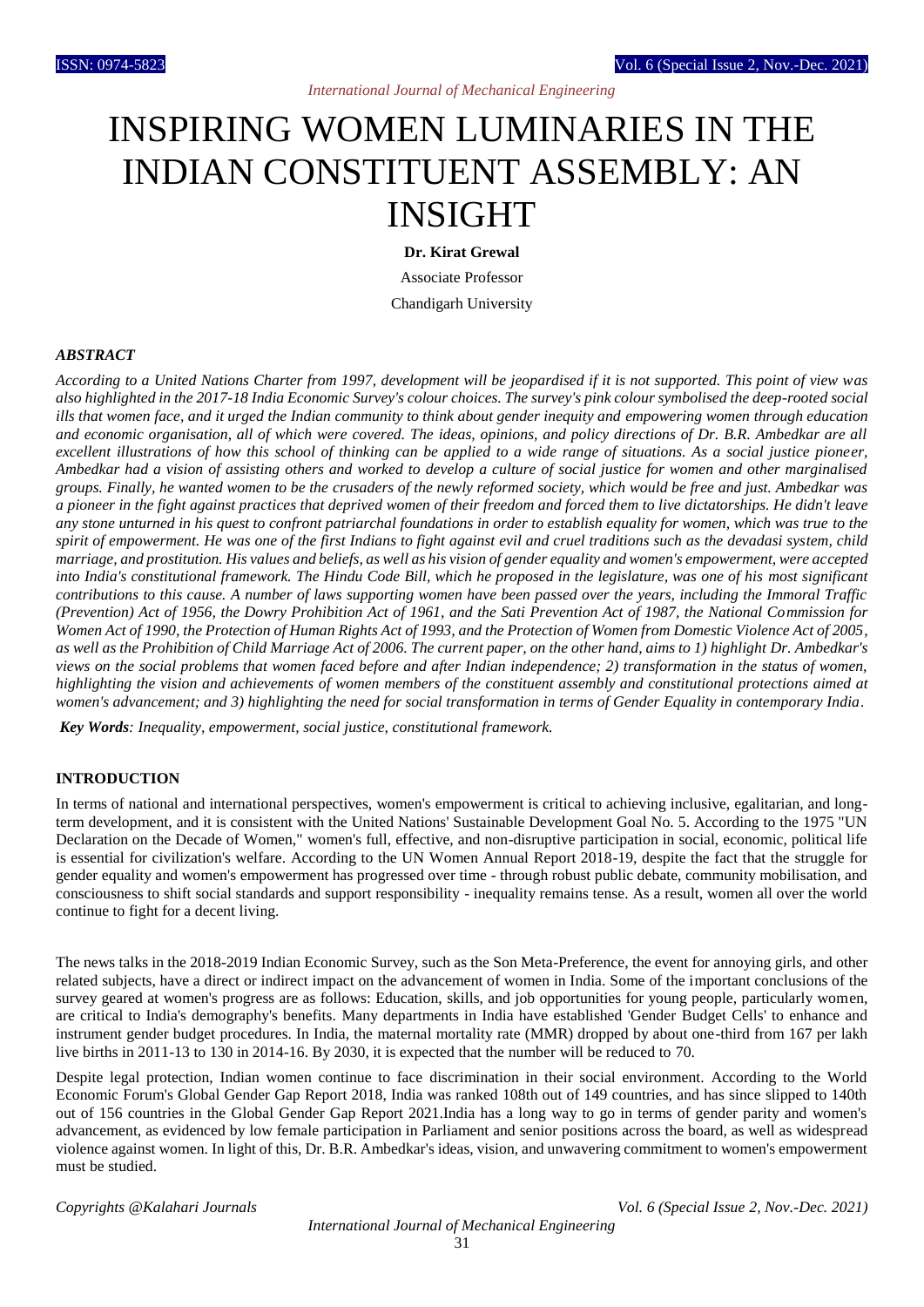# INSPIRING WOMEN LUMINARIES IN THE INDIAN CONSTITUENT ASSEMBLY: AN INSIGHT

**Dr. Kirat Grewal**

Associate Professor

Chandigarh University

### *ABSTRACT*

*According to a United Nations Charter from 1997, development will be jeopardised if it is not supported. This point of view was also highlighted in the 2017-18 India Economic Survey's colour choices. The survey's pink colour symbolised the deep-rooted social ills that women face, and it urged the Indian community to think about gender inequity and empowering women through education and economic organisation, all of which were covered. The ideas, opinions, and policy directions of Dr. B.R. Ambedkar are all excellent illustrations of how this school of thinking can be applied to a wide range of situations. As a social justice pioneer, Ambedkar had a vision of assisting others and worked to develop a culture of social justice for women and other marginalised groups. Finally, he wanted women to be the crusaders of the newly reformed society, which would be free and just. Ambedkar was a pioneer in the fight against practices that deprived women of their freedom and forced them to live dictatorships. He didn't leave any stone unturned in his quest to confront patriarchal foundations in order to establish equality for women, which was true to the spirit of empowerment. He was one of the first Indians to fight against evil and cruel traditions such as the devadasi system, child marriage, and prostitution. His values and beliefs, as well as his vision of gender equality and women's empowerment, were accepted into India's constitutional framework. The Hindu Code Bill, which he proposed in the legislature, was one of his most significant contributions to this cause. A number of laws supporting women have been passed over the years, including the Immoral Traffic (Prevention) Act of 1956, the Dowry Prohibition Act of 1961, and the Sati Prevention Act of 1987, the National Commission for Women Act of 1990, the Protection of Human Rights Act of 1993, and the Protection of Women from Domestic Violence Act of 2005, as well as the Prohibition of Child Marriage Act of 2006. The current paper, on the other hand, aims to 1) highlight Dr. Ambedkar's views on the social problems that women faced before and after Indian independence; 2) transformation in the status of women, highlighting the vision and achievements of women members of the constituent assembly and constitutional protections aimed at women's advancement; and 3) highlighting the need for social transformation in terms of Gender Equality in contemporary India.*

***Key Words**: Inequality, empowerment, social justice, constitutional framework.*

### INTRODUCTION

In terms of national and international perspectives, women's empowerment is critical to achieving inclusive, egalitarian, and long-term development, and it is consistent with the United Nations' Sustainable Development Goal No. 5. According to the 1975 "UN Declaration on the Decade of Women," women's full, effective, and non-disruptive participation in social, economic, political life is essential for civilization's welfare. According to the UN Women Annual Report 2018-19, despite the fact that the struggle for gender equality and women's empowerment has progressed over time - through robust public debate, community mobilisation, and consciousness to shift social standards and support responsibility - inequality remains tense. As a result, women all over the world continue to fight for a decent living.

The news talks in the 2018-2019 Indian Economic Survey, such as the Son Meta-Preference, the event for annoying girls, and other related subjects, have a direct or indirect impact on the advancement of women in India. Some of the important conclusions of the survey geared at women's progress are as follows: Education, skills, and job opportunities for young people, particularly women, are critical to India's demography's benefits. Many departments in India have established 'Gender Budget Cells' to enhance and instrument gender budget procedures. In India, the maternal mortality rate (MMR) dropped by about one-third from 167 per lakh live births in 2011-13 to 130 in 2014-16. By 2030, it is expected that the number will be reduced to 70.

Despite legal protection, Indian women continue to face discrimination in their social environment. According to the World Economic Forum's Global Gender Gap Report 2018, India was ranked 108th out of 149 countries, and has since slipped to 140th out of 156 countries in the Global Gender Gap Report 2021.India has a long way to go in terms of gender parity and women's advancement, as evidenced by low female participation in Parliament and senior positions across the board, as well as widespread violence against women. In light of this, Dr. B.R. Ambedkar's ideas, vision, and unwavering commitment to women's empowerment must be studied.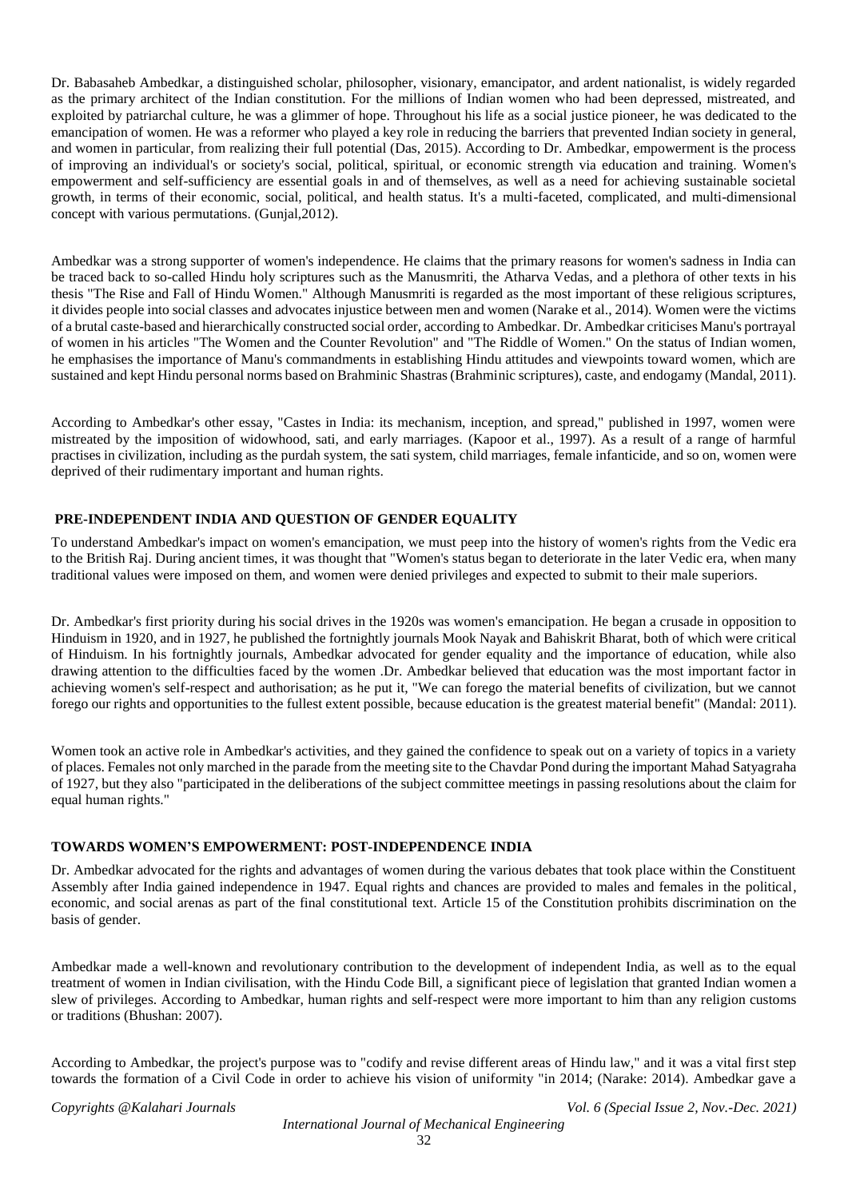Dr. Babasaheb Ambedkar, a distinguished scholar, philosopher, visionary, emancipator, and ardent nationalist, is widely regarded as the primary architect of the Indian constitution. For the millions of Indian women who had been depressed, mistreated, and exploited by patriarchal culture, he was a glimmer of hope. Throughout his life as a social justice pioneer, he was dedicated to the emancipation of women. He was a reformer who played a key role in reducing the barriers that prevented Indian society in general, and women in particular, from realizing their full potential (Das, 2015). According to Dr. Ambedkar, empowerment is the process of improving an individual's or society's social, political, spiritual, or economic strength via education and training. Women's empowerment and self-sufficiency are essential goals in and of themselves, as well as a need for achieving sustainable societal growth, in terms of their economic, social, political, and health status. It's a multi-faceted, complicated, and multi-dimensional concept with various permutations. (Gunjal,2012).

Ambedkar was a strong supporter of women's independence. He claims that the primary reasons for women's sadness in India can be traced back to so-called Hindu holy scriptures such as the Manusmriti, the Atharva Vedas, and a plethora of other texts in his thesis "The Rise and Fall of Hindu Women." Although Manusmriti is regarded as the most important of these religious scriptures, it divides people into social classes and advocates injustice between men and women (Narake et al., 2014). Women were the victims of a brutal caste-based and hierarchically constructed social order, according to Ambedkar. Dr. Ambedkar criticises Manu's portrayal of women in his articles "The Women and the Counter Revolution" and "The Riddle of Women." On the status of Indian women, he emphasises the importance of Manu's commandments in establishing Hindu attitudes and viewpoints toward women, which are sustained and kept Hindu personal norms based on Brahminic Shastras (Brahminic scriptures), caste, and endogamy (Mandal, 2011).

According to Ambedkar's other essay, "Castes in India: its mechanism, inception, and spread," published in 1997, women were mistreated by the imposition of widowhood, sati, and early marriages. (Kapoor et al., 1997). As a result of a range of harmful practises in civilization, including as the purdah system, the sati system, child marriages, female infanticide, and so on, women were deprived of their rudimentary important and human rights.

## PRE-INDEPENDENT INDIA AND QUESTION OF GENDER EQUALITY

To understand Ambedkar's impact on women's emancipation, we must peep into the history of women's rights from the Vedic era to the British Raj. During ancient times, it was thought that "Women's status began to deteriorate in the later Vedic era, when many traditional values were imposed on them, and women were denied privileges and expected to submit to their male superiors.

Dr. Ambedkar's first priority during his social drives in the 1920s was women's emancipation. He began a crusade in opposition to Hinduism in 1920, and in 1927, he published the fortnightly journals Mook Nayak and Bahiskrit Bharat, both of which were critical of Hinduism. In his fortnightly journals, Ambedkar advocated for gender equality and the importance of education, while also drawing attention to the difficulties faced by the women .Dr. Ambedkar believed that education was the most important factor in achieving women's self-respect and authorisation; as he put it, "We can forego the material benefits of civilization, but we cannot forego our rights and opportunities to the fullest extent possible, because education is the greatest material benefit" (Mandal: 2011).

Women took an active role in Ambedkar's activities, and they gained the confidence to speak out on a variety of topics in a variety of places. Females not only marched in the parade from the meeting site to the Chavdar Pond during the important Mahad Satyagraha of 1927, but they also "participated in the deliberations of the subject committee meetings in passing resolutions about the claim for equal human rights."

## TOWARDS WOMEN'S EMPOWERMENT: POST-INDEPENDENCE INDIA

Dr. Ambedkar advocated for the rights and advantages of women during the various debates that took place within the Constituent Assembly after India gained independence in 1947. Equal rights and chances are provided to males and females in the political, economic, and social arenas as part of the final constitutional text. Article 15 of the Constitution prohibits discrimination on the basis of gender.

Ambedkar made a well-known and revolutionary contribution to the development of independent India, as well as to the equal treatment of women in Indian civilisation, with the Hindu Code Bill, a significant piece of legislation that granted Indian women a slew of privileges. According to Ambedkar, human rights and self-respect were more important to him than any religion customs or traditions (Bhushan: 2007).

According to Ambedkar, the project's purpose was to "codify and revise different areas of Hindu law," and it was a vital first step towards the formation of a Civil Code in order to achieve his vision of uniformity "in 2014; (Narake: 2014). Ambedkar gave a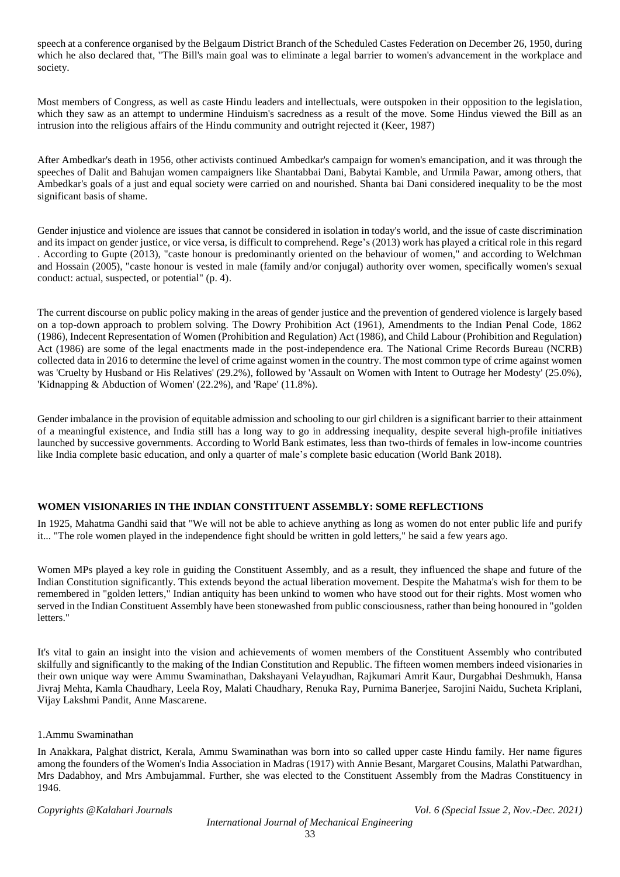speech at a conference organised by the Belgaum District Branch of the Scheduled Castes Federation on December 26, 1950, during which he also declared that, "The Bill's main goal was to eliminate a legal barrier to women's advancement in the workplace and society.

Most members of Congress, as well as caste Hindu leaders and intellectuals, were outspoken in their opposition to the legislation, which they saw as an attempt to undermine Hinduism's sacredness as a result of the move. Some Hindus viewed the Bill as an intrusion into the religious affairs of the Hindu community and outright rejected it (Keer, 1987)

After Ambedkar's death in 1956, other activists continued Ambedkar's campaign for women's emancipation, and it was through the speeches of Dalit and Bahujan women campaigners like Shantabbai Dani, Babytai Kamble, and Urmila Pawar, among others, that Ambedkar's goals of a just and equal society were carried on and nourished. Shanta bai Dani considered inequality to be the most significant basis of shame.

Gender injustice and violence are issues that cannot be considered in isolation in today's world, and the issue of caste discrimination and its impact on gender justice, or vice versa, is difficult to comprehend. Rege's (2013) work has played a critical role in this regard . According to Gupte (2013), "caste honour is predominantly oriented on the behaviour of women," and according to Welchman and Hossain (2005), "caste honour is vested in male (family and/or conjugal) authority over women, specifically women's sexual conduct: actual, suspected, or potential" (p. 4).

The current discourse on public policy making in the areas of gender justice and the prevention of gendered violence is largely based on a top-down approach to problem solving. The Dowry Prohibition Act (1961), Amendments to the Indian Penal Code, 1862 (1986), Indecent Representation of Women (Prohibition and Regulation) Act (1986), and Child Labour (Prohibition and Regulation) Act (1986) are some of the legal enactments made in the post-independence era. The National Crime Records Bureau (NCRB) collected data in 2016 to determine the level of crime against women in the country. The most common type of crime against women was 'Cruelty by Husband or His Relatives' (29.2%), followed by 'Assault on Women with Intent to Outrage her Modesty' (25.0%), 'Kidnapping & Abduction of Women' (22.2%), and 'Rape' (11.8%).

Gender imbalance in the provision of equitable admission and schooling to our girl children is a significant barrier to their attainment of a meaningful existence, and India still has a long way to go in addressing inequality, despite several high-profile initiatives launched by successive governments. According to World Bank estimates, less than two-thirds of females in low-income countries like India complete basic education, and only a quarter of male's complete basic education (World Bank 2018).

## WOMEN VISIONARIES IN THE INDIAN CONSTITUENT ASSEMBLY: SOME REFLECTIONS

In 1925, Mahatma Gandhi said that "We will not be able to achieve anything as long as women do not enter public life and purify it... "The role women played in the independence fight should be written in gold letters," he said a few years ago.

Women MPs played a key role in guiding the Constituent Assembly, and as a result, they influenced the shape and future of the Indian Constitution significantly. This extends beyond the actual liberation movement. Despite the Mahatma's wish for them to be remembered in "golden letters," Indian antiquity has been unkind to women who have stood out for their rights. Most women who served in the Indian Constituent Assembly have been stonewashed from public consciousness, rather than being honoured in "golden letters."

It's vital to gain an insight into the vision and achievements of women members of the Constituent Assembly who contributed skilfully and significantly to the making of the Indian Constitution and Republic. The fifteen women members indeed visionaries in their own unique way were Ammu Swaminathan, Dakshayani Velayudhan, Rajkumari Amrit Kaur, Durgabhai Deshmukh, Hansa Jivraj Mehta, Kamla Chaudhary, Leela Roy, Malati Chaudhary, Renuka Ray, Purnima Banerjee, Sarojini Naidu, Sucheta Kriplani, Vijay Lakshmi Pandit, Anne Mascarene.

1.Ammu Swaminathan

In Anakkara, Palghat district, Kerala, Ammu Swaminathan was born into so called upper caste Hindu family. Her name figures among the founders of the Women's India Association in Madras (1917) with Annie Besant, Margaret Cousins, Malathi Patwardhan, Mrs Dadabhoy, and Mrs Ambujammal. Further, she was elected to the Constituent Assembly from the Madras Constituency in 1946.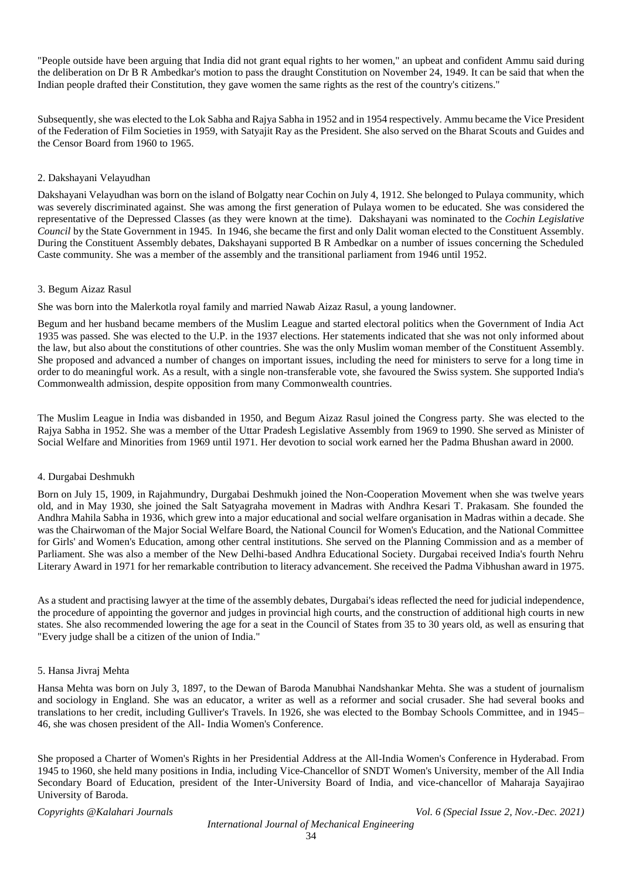"People outside have been arguing that India did not grant equal rights to her women," an upbeat and confident Ammu said during the deliberation on Dr B R Ambedkar's motion to pass the draught Constitution on November 24, 1949. It can be said that when the Indian people drafted their Constitution, they gave women the same rights as the rest of the country's citizens."

Subsequently, she was elected to the Lok Sabha and Rajya Sabha in 1952 and in 1954 respectively. Ammu became the Vice President of the Federation of Film Societies in 1959, with Satyajit Ray as the President. She also served on the Bharat Scouts and Guides and the Censor Board from 1960 to 1965.

2. Dakshayani Velayudhan

Dakshayani Velayudhan was born on the island of Bolgatty near Cochin on July 4, 1912. She belonged to Pulaya community, which was severely discriminated against. She was among the first generation of Pulaya women to be educated. She was considered the representative of the Depressed Classes (as they were known at the time). Dakshayani was nominated to the *Cochin Legislative Council* by the State Government in 1945. In 1946, she became the first and only Dalit woman elected to the Constituent Assembly. During the Constituent Assembly debates, Dakshayani supported B R Ambedkar on a number of issues concerning the Scheduled Caste community. She was a member of the assembly and the transitional parliament from 1946 until 1952.

3. Begum Aizaz Rasul

She was born into the Malerkotla royal family and married Nawab Aizaz Rasul, a young landowner.

Begum and her husband became members of the Muslim League and started electoral politics when the Government of India Act 1935 was passed. She was elected to the U.P. in the 1937 elections. Her statements indicated that she was not only informed about the law, but also about the constitutions of other countries. She was the only Muslim woman member of the Constituent Assembly. She proposed and advanced a number of changes on important issues, including the need for ministers to serve for a long time in order to do meaningful work. As a result, with a single non-transferable vote, she favoured the Swiss system. She supported India's Commonwealth admission, despite opposition from many Commonwealth countries.

The Muslim League in India was disbanded in 1950, and Begum Aizaz Rasul joined the Congress party. She was elected to the Rajya Sabha in 1952. She was a member of the Uttar Pradesh Legislative Assembly from 1969 to 1990. She served as Minister of Social Welfare and Minorities from 1969 until 1971. Her devotion to social work earned her the Padma Bhushan award in 2000.

4. Durgabai Deshmukh

Born on July 15, 1909, in Rajahmundry, Durgabai Deshmukh joined the Non-Cooperation Movement when she was twelve years old, and in May 1930, she joined the Salt Satyagraha movement in Madras with Andhra Kesari T. Prakasam. She founded the Andhra Mahila Sabha in 1936, which grew into a major educational and social welfare organisation in Madras within a decade. She was the Chairwoman of the Major Social Welfare Board, the National Council for Women's Education, and the National Committee for Girls' and Women's Education, among other central institutions. She served on the Planning Commission and as a member of Parliament. She was also a member of the New Delhi-based Andhra Educational Society. Durgabai received India's fourth Nehru Literary Award in 1971 for her remarkable contribution to literacy advancement. She received the Padma Vibhushan award in 1975.

As a student and practising lawyer at the time of the assembly debates, Durgabai's ideas reflected the need for judicial independence, the procedure of appointing the governor and judges in provincial high courts, and the construction of additional high courts in new states. She also recommended lowering the age for a seat in the Council of States from 35 to 30 years old, as well as ensuring that "Every judge shall be a citizen of the union of India."

5. Hansa Jivraj Mehta

Hansa Mehta was born on July 3, 1897, to the Dewan of Baroda Manubhai Nandshankar Mehta. She was a student of journalism and sociology in England. She was an educator, a writer as well as a reformer and social crusader. She had several books and translations to her credit, including Gulliver's Travels. In 1926, she was elected to the Bombay Schools Committee, and in 1945–46, she was chosen president of the All- India Women's Conference.

She proposed a Charter of Women's Rights in her Presidential Address at the All-India Women's Conference in Hyderabad. From 1945 to 1960, she held many positions in India, including Vice-Chancellor of SNDT Women's University, member of the All India Secondary Board of Education, president of the Inter-University Board of India, and vice-chancellor of Maharaja Sayajirao University of Baroda.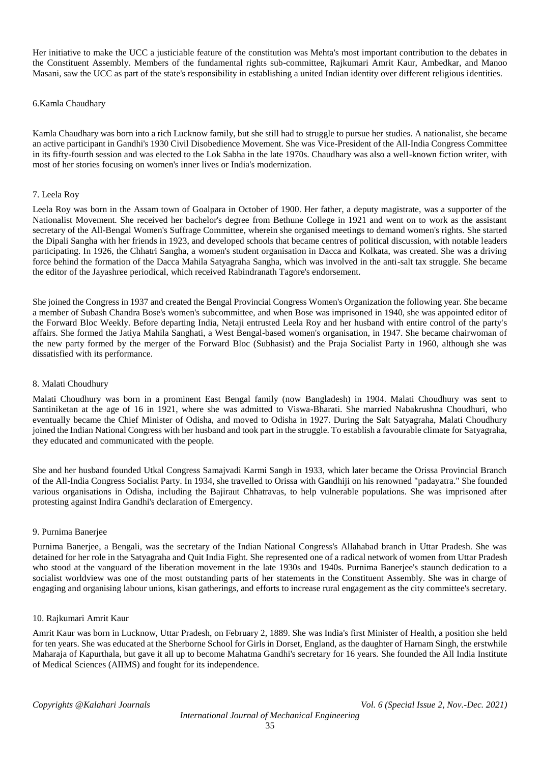Her initiative to make the UCC a justiciable feature of the constitution was Mehta's most important contribution to the debates in the Constituent Assembly. Members of the fundamental rights sub-committee, Rajkumari Amrit Kaur, Ambedkar, and Manoo Masani, saw the UCC as part of the state's responsibility in establishing a united Indian identity over different religious identities.

### 6.Kamla Chaudhary

Kamla Chaudhary was born into a rich Lucknow family, but she still had to struggle to pursue her studies. A nationalist, she became an active participant in Gandhi's 1930 Civil Disobedience Movement. She was Vice-President of the All-India Congress Committee in its fifty-fourth session and was elected to the Lok Sabha in the late 1970s. Chaudhary was also a well-known fiction writer, with most of her stories focusing on women's inner lives or India's modernization.

### 7. Leela Roy

Leela Roy was born in the Assam town of Goalpara in October of 1900. Her father, a deputy magistrate, was a supporter of the Nationalist Movement. She received her bachelor's degree from Bethune College in 1921 and went on to work as the assistant secretary of the All-Bengal Women's Suffrage Committee, wherein she organised meetings to demand women's rights. She started the Dipali Sangha with her friends in 1923, and developed schools that became centres of political discussion, with notable leaders participating. In 1926, the Chhatri Sangha, a women's student organisation in Dacca and Kolkata, was created. She was a driving force behind the formation of the Dacca Mahila Satyagraha Sangha, which was involved in the anti-salt tax struggle. She became the editor of the Jayashree periodical, which received Rabindranath Tagore's endorsement.

She joined the Congress in 1937 and created the Bengal Provincial Congress Women's Organization the following year. She became a member of Subash Chandra Bose's women's subcommittee, and when Bose was imprisoned in 1940, she was appointed editor of the Forward Bloc Weekly. Before departing India, Netaji entrusted Leela Roy and her husband with entire control of the party's affairs. She formed the Jatiya Mahila Sanghati, a West Bengal-based women's organisation, in 1947. She became chairwoman of the new party formed by the merger of the Forward Bloc (Subhasist) and the Praja Socialist Party in 1960, although she was dissatisfied with its performance.

### 8. Malati Choudhury

Malati Choudhury was born in a prominent East Bengal family (now Bangladesh) in 1904. Malati Choudhury was sent to Santiniketan at the age of 16 in 1921, where she was admitted to Viswa-Bharati. She married Nabakrushna Choudhuri, who eventually became the Chief Minister of Odisha, and moved to Odisha in 1927. During the Salt Satyagraha, Malati Choudhury joined the Indian National Congress with her husband and took part in the struggle. To establish a favourable climate for Satyagraha, they educated and communicated with the people.

She and her husband founded Utkal Congress Samajvadi Karmi Sangh in 1933, which later became the Orissa Provincial Branch of the All-India Congress Socialist Party. In 1934, she travelled to Orissa with Gandhiji on his renowned "padayatra." She founded various organisations in Odisha, including the Bajiraut Chhatravas, to help vulnerable populations. She was imprisoned after protesting against Indira Gandhi's declaration of Emergency.

### 9. Purnima Banerjee

Purnima Banerjee, a Bengali, was the secretary of the Indian National Congress's Allahabad branch in Uttar Pradesh. She was detained for her role in the Satyagraha and Quit India Fight. She represented one of a radical network of women from Uttar Pradesh who stood at the vanguard of the liberation movement in the late 1930s and 1940s. Purnima Banerjee's staunch dedication to a socialist worldview was one of the most outstanding parts of her statements in the Constituent Assembly. She was in charge of engaging and organising labour unions, kisan gatherings, and efforts to increase rural engagement as the city committee's secretary.

### 10. Rajkumari Amrit Kaur

Amrit Kaur was born in Lucknow, Uttar Pradesh, on February 2, 1889. She was India's first Minister of Health, a position she held for ten years. She was educated at the Sherborne School for Girls in Dorset, England, as the daughter of Harnam Singh, the erstwhile Maharaja of Kapurthala, but gave it all up to become Mahatma Gandhi's secretary for 16 years. She founded the All India Institute of Medical Sciences (AIIMS) and fought for its independence.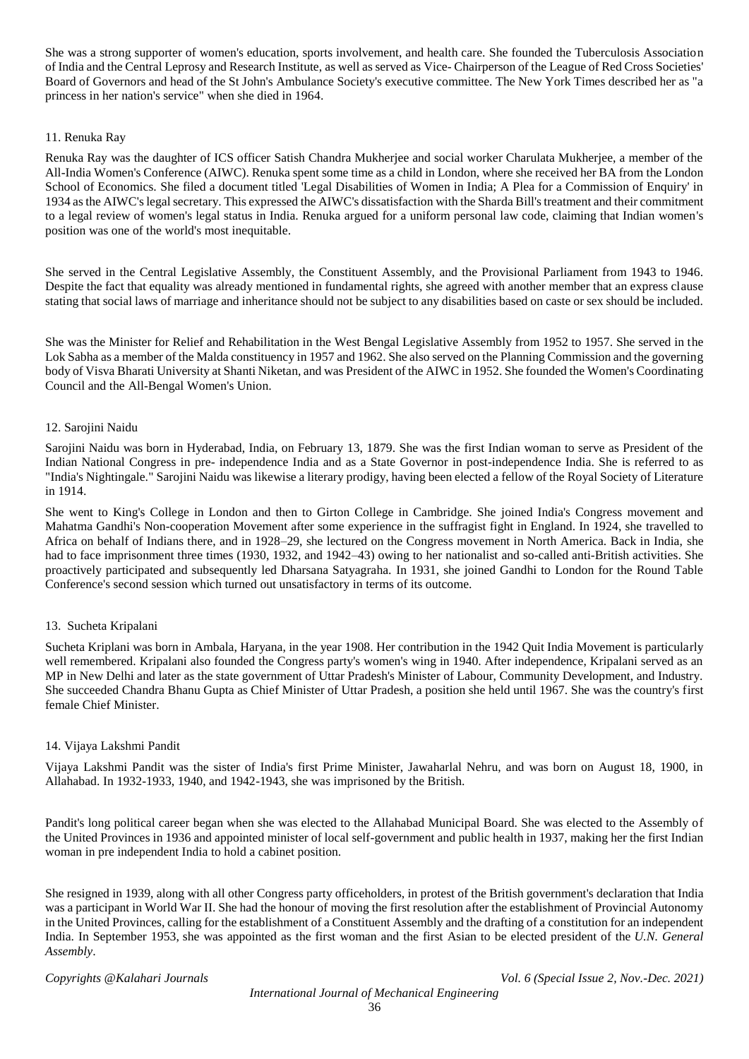She was a strong supporter of women's education, sports involvement, and health care. She founded the Tuberculosis Association of India and the Central Leprosy and Research Institute, as well as served as Vice- Chairperson of the League of Red Cross Societies' Board of Governors and head of the St John's Ambulance Society's executive committee. The New York Times described her as "a princess in her nation's service" when she died in 1964.

### 11. Renuka Ray

Renuka Ray was the daughter of ICS officer Satish Chandra Mukherjee and social worker Charulata Mukherjee, a member of the All-India Women's Conference (AIWC). Renuka spent some time as a child in London, where she received her BA from the London School of Economics. She filed a document titled 'Legal Disabilities of Women in India; A Plea for a Commission of Enquiry' in 1934 as the AIWC's legal secretary. This expressed the AIWC's dissatisfaction with the Sharda Bill's treatment and their commitment to a legal review of women's legal status in India. Renuka argued for a uniform personal law code, claiming that Indian women's position was one of the world's most inequitable.

She served in the Central Legislative Assembly, the Constituent Assembly, and the Provisional Parliament from 1943 to 1946. Despite the fact that equality was already mentioned in fundamental rights, she agreed with another member that an express clause stating that social laws of marriage and inheritance should not be subject to any disabilities based on caste or sex should be included.

She was the Minister for Relief and Rehabilitation in the West Bengal Legislative Assembly from 1952 to 1957. She served in the Lok Sabha as a member of the Malda constituency in 1957 and 1962. She also served on the Planning Commission and the governing body of Visva Bharati University at Shanti Niketan, and was President of the AIWC in 1952. She founded the Women's Coordinating Council and the All-Bengal Women's Union.

### 12. Sarojini Naidu

Sarojini Naidu was born in Hyderabad, India, on February 13, 1879. She was the first Indian woman to serve as President of the Indian National Congress in pre- independence India and as a State Governor in post-independence India. She is referred to as "India's Nightingale." Sarojini Naidu was likewise a literary prodigy, having been elected a fellow of the Royal Society of Literature in 1914.

She went to King's College in London and then to Girton College in Cambridge. She joined India's Congress movement and Mahatma Gandhi's Non-cooperation Movement after some experience in the suffragist fight in England. In 1924, she travelled to Africa on behalf of Indians there, and in 1928–29, she lectured on the Congress movement in North America. Back in India, she had to face imprisonment three times (1930, 1932, and 1942–43) owing to her nationalist and so-called anti-British activities. She proactively participated and subsequently led Dharsana Satyagraha. In 1931, she joined Gandhi to London for the Round Table Conference's second session which turned out unsatisfactory in terms of its outcome.

### 13. Sucheta Kripalani

Sucheta Kriplani was born in Ambala, Haryana, in the year 1908. Her contribution in the 1942 Quit India Movement is particularly well remembered. Kripalani also founded the Congress party's women's wing in 1940. After independence, Kripalani served as an MP in New Delhi and later as the state government of Uttar Pradesh's Minister of Labour, Community Development, and Industry. She succeeded Chandra Bhanu Gupta as Chief Minister of Uttar Pradesh, a position she held until 1967. She was the country's first female Chief Minister.

### 14. Vijaya Lakshmi Pandit

Vijaya Lakshmi Pandit was the sister of India's first Prime Minister, Jawaharlal Nehru, and was born on August 18, 1900, in Allahabad. In 1932-1933, 1940, and 1942-1943, she was imprisoned by the British.

Pandit's long political career began when she was elected to the Allahabad Municipal Board. She was elected to the Assembly of the United Provinces in 1936 and appointed minister of local self-government and public health in 1937, making her the first Indian woman in pre independent India to hold a cabinet position.

She resigned in 1939, along with all other Congress party officeholders, in protest of the British government's declaration that India was a participant in World War II. She had the honour of moving the first resolution after the establishment of Provincial Autonomy in the United Provinces, calling for the establishment of a Constituent Assembly and the drafting of a constitution for an independent India. In September 1953, she was appointed as the first woman and the first Asian to be elected president of the *U.N. General Assembly*.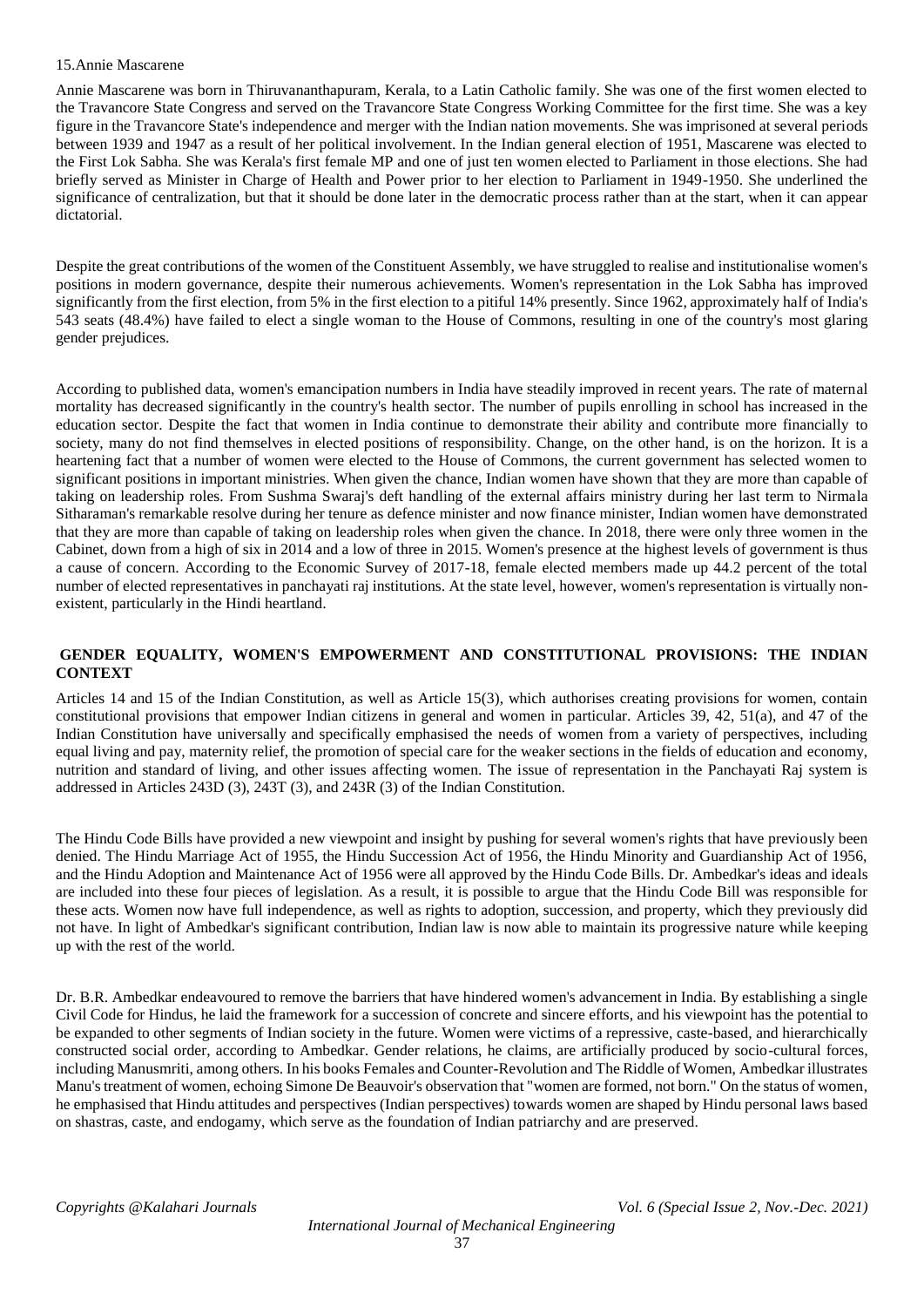15.Annie Mascarene

Annie Mascarene was born in Thiruvananthapuram, Kerala, to a Latin Catholic family. She was one of the first women elected to the Travancore State Congress and served on the Travancore State Congress Working Committee for the first time. She was a key figure in the Travancore State's independence and merger with the Indian nation movements. She was imprisoned at several periods between 1939 and 1947 as a result of her political involvement. In the Indian general election of 1951, Mascarene was elected to the First Lok Sabha. She was Kerala's first female MP and one of just ten women elected to Parliament in those elections. She had briefly served as Minister in Charge of Health and Power prior to her election to Parliament in 1949-1950. She underlined the significance of centralization, but that it should be done later in the democratic process rather than at the start, when it can appear dictatorial.

Despite the great contributions of the women of the Constituent Assembly, we have struggled to realise and institutionalise women's positions in modern governance, despite their numerous achievements. Women's representation in the Lok Sabha has improved significantly from the first election, from 5% in the first election to a pitiful 14% presently. Since 1962, approximately half of India's 543 seats (48.4%) have failed to elect a single woman to the House of Commons, resulting in one of the country's most glaring gender prejudices.

According to published data, women's emancipation numbers in India have steadily improved in recent years. The rate of maternal mortality has decreased significantly in the country's health sector. The number of pupils enrolling in school has increased in the education sector. Despite the fact that women in India continue to demonstrate their ability and contribute more financially to society, many do not find themselves in elected positions of responsibility. Change, on the other hand, is on the horizon. It is a heartening fact that a number of women were elected to the House of Commons, the current government has selected women to significant positions in important ministries. When given the chance, Indian women have shown that they are more than capable of taking on leadership roles. From Sushma Swaraj's deft handling of the external affairs ministry during her last term to Nirmala Sitharaman's remarkable resolve during her tenure as defence minister and now finance minister, Indian women have demonstrated that they are more than capable of taking on leadership roles when given the chance. In 2018, there were only three women in the Cabinet, down from a high of six in 2014 and a low of three in 2015. Women's presence at the highest levels of government is thus a cause of concern. According to the Economic Survey of 2017-18, female elected members made up 44.2 percent of the total number of elected representatives in panchayati raj institutions. At the state level, however, women's representation is virtually non-existent, particularly in the Hindi heartland.

## GENDER EQUALITY, WOMEN'S EMPOWERMENT AND CONSTITUTIONAL PROVISIONS: THE INDIAN CONTEXT

Articles 14 and 15 of the Indian Constitution, as well as Article 15(3), which authorises creating provisions for women, contain constitutional provisions that empower Indian citizens in general and women in particular. Articles 39, 42, 51(a), and 47 of the Indian Constitution have universally and specifically emphasised the needs of women from a variety of perspectives, including equal living and pay, maternity relief, the promotion of special care for the weaker sections in the fields of education and economy, nutrition and standard of living, and other issues affecting women. The issue of representation in the Panchayati Raj system is addressed in Articles 243D (3), 243T (3), and 243R (3) of the Indian Constitution.

The Hindu Code Bills have provided a new viewpoint and insight by pushing for several women's rights that have previously been denied. The Hindu Marriage Act of 1955, the Hindu Succession Act of 1956, the Hindu Minority and Guardianship Act of 1956, and the Hindu Adoption and Maintenance Act of 1956 were all approved by the Hindu Code Bills. Dr. Ambedkar's ideas and ideals are included into these four pieces of legislation. As a result, it is possible to argue that the Hindu Code Bill was responsible for these acts. Women now have full independence, as well as rights to adoption, succession, and property, which they previously did not have. In light of Ambedkar's significant contribution, Indian law is now able to maintain its progressive nature while keeping up with the rest of the world.

Dr. B.R. Ambedkar endeavoured to remove the barriers that have hindered women's advancement in India. By establishing a single Civil Code for Hindus, he laid the framework for a succession of concrete and sincere efforts, and his viewpoint has the potential to be expanded to other segments of Indian society in the future. Women were victims of a repressive, caste-based, and hierarchically constructed social order, according to Ambedkar. Gender relations, he claims, are artificially produced by socio-cultural forces, including Manusmriti, among others. In his books Females and Counter-Revolution and The Riddle of Women, Ambedkar illustrates Manu's treatment of women, echoing Simone De Beauvoir's observation that "women are formed, not born." On the status of women, he emphasised that Hindu attitudes and perspectives (Indian perspectives) towards women are shaped by Hindu personal laws based on shastras, caste, and endogamy, which serve as the foundation of Indian patriarchy and are preserved.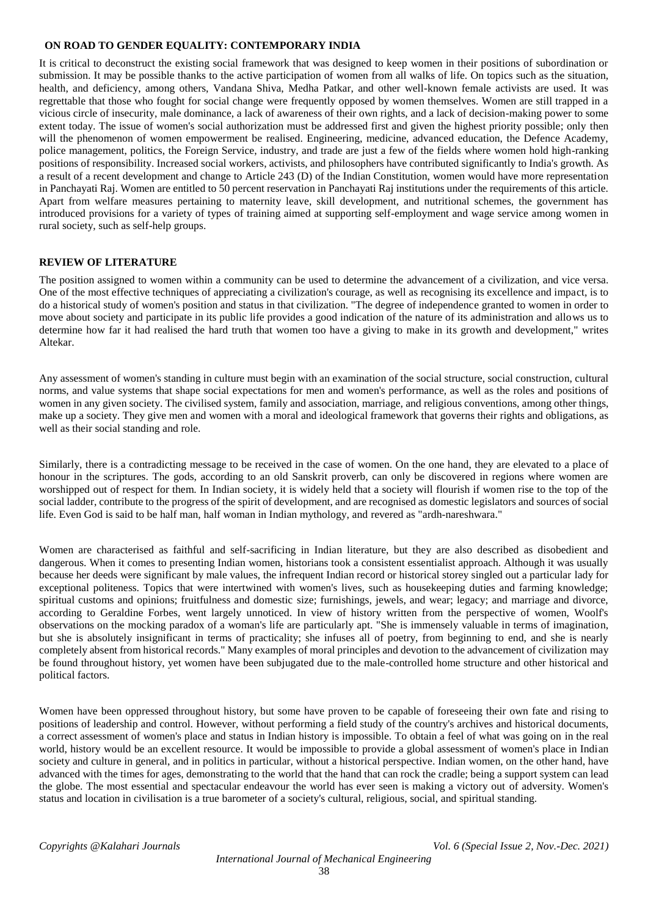## ON ROAD TO GENDER EQUALITY: CONTEMPORARY INDIA

It is critical to deconstruct the existing social framework that was designed to keep women in their positions of subordination or submission. It may be possible thanks to the active participation of women from all walks of life. On topics such as the situation, health, and deficiency, among others, Vandana Shiva, Medha Patkar, and other well-known female activists are used. It was regrettable that those who fought for social change were frequently opposed by women themselves. Women are still trapped in a vicious circle of insecurity, male dominance, a lack of awareness of their own rights, and a lack of decision-making power to some extent today. The issue of women's social authorization must be addressed first and given the highest priority possible; only then will the phenomenon of women empowerment be realised. Engineering, medicine, advanced education, the Defence Academy, police management, politics, the Foreign Service, industry, and trade are just a few of the fields where women hold high-ranking positions of responsibility. Increased social workers, activists, and philosophers have contributed significantly to India's growth. As a result of a recent development and change to Article 243 (D) of the Indian Constitution, women would have more representation in Panchayati Raj. Women are entitled to 50 percent reservation in Panchayati Raj institutions under the requirements of this article. Apart from welfare measures pertaining to maternity leave, skill development, and nutritional schemes, the government has introduced provisions for a variety of types of training aimed at supporting self-employment and wage service among women in rural society, such as self-help groups.

## REVIEW OF LITERATURE

The position assigned to women within a community can be used to determine the advancement of a civilization, and vice versa. One of the most effective techniques of appreciating a civilization's courage, as well as recognising its excellence and impact, is to do a historical study of women's position and status in that civilization. "The degree of independence granted to women in order to move about society and participate in its public life provides a good indication of the nature of its administration and allows us to determine how far it had realised the hard truth that women too have a giving to make in its growth and development," writes Altekar.

Any assessment of women's standing in culture must begin with an examination of the social structure, social construction, cultural norms, and value systems that shape social expectations for men and women's performance, as well as the roles and positions of women in any given society. The civilised system, family and association, marriage, and religious conventions, among other things, make up a society. They give men and women with a moral and ideological framework that governs their rights and obligations, as well as their social standing and role.

Similarly, there is a contradicting message to be received in the case of women. On the one hand, they are elevated to a place of honour in the scriptures. The gods, according to an old Sanskrit proverb, can only be discovered in regions where women are worshipped out of respect for them. In Indian society, it is widely held that a society will flourish if women rise to the top of the social ladder, contribute to the progress of the spirit of development, and are recognised as domestic legislators and sources of social life. Even God is said to be half man, half woman in Indian mythology, and revered as "ardh-nareshwara."

Women are characterised as faithful and self-sacrificing in Indian literature, but they are also described as disobedient and dangerous. When it comes to presenting Indian women, historians took a consistent essentialist approach. Although it was usually because her deeds were significant by male values, the infrequent Indian record or historical storey singled out a particular lady for exceptional politeness. Topics that were intertwined with women's lives, such as housekeeping duties and farming knowledge; spiritual customs and opinions; fruitfulness and domestic size; furnishings, jewels, and wear; legacy; and marriage and divorce, according to Geraldine Forbes, went largely unnoticed. In view of history written from the perspective of women, Woolf's observations on the mocking paradox of a woman's life are particularly apt. "She is immensely valuable in terms of imagination, but she is absolutely insignificant in terms of practicality; she infuses all of poetry, from beginning to end, and she is nearly completely absent from historical records." Many examples of moral principles and devotion to the advancement of civilization may be found throughout history, yet women have been subjugated due to the male-controlled home structure and other historical and political factors.

Women have been oppressed throughout history, but some have proven to be capable of foreseeing their own fate and rising to positions of leadership and control. However, without performing a field study of the country's archives and historical documents, a correct assessment of women's place and status in Indian history is impossible. To obtain a feel of what was going on in the real world, history would be an excellent resource. It would be impossible to provide a global assessment of women's place in Indian society and culture in general, and in politics in particular, without a historical perspective. Indian women, on the other hand, have advanced with the times for ages, demonstrating to the world that the hand that can rock the cradle; being a support system can lead the globe. The most essential and spectacular endeavour the world has ever seen is making a victory out of adversity. Women's status and location in civilisation is a true barometer of a society's cultural, religious, social, and spiritual standing.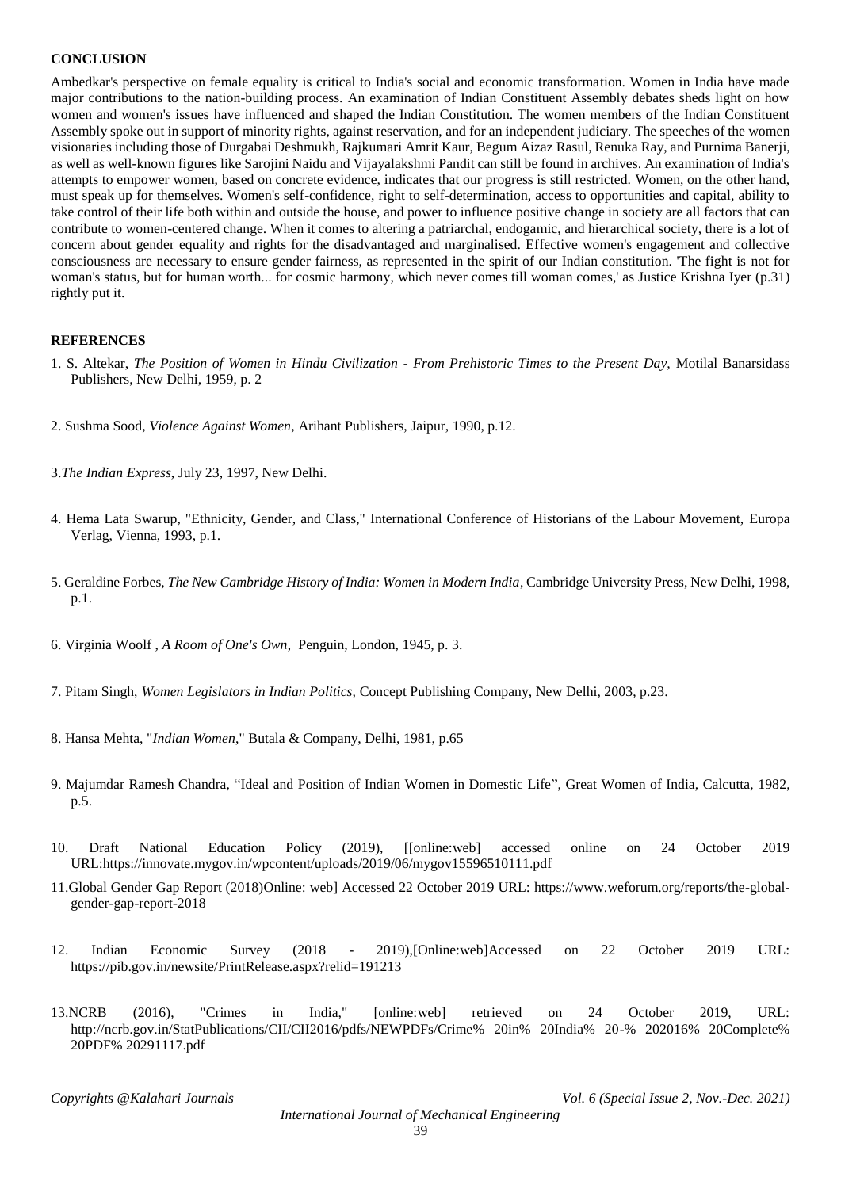## CONCLUSION

Ambedkar's perspective on female equality is critical to India's social and economic transformation. Women in India have made major contributions to the nation-building process. An examination of Indian Constituent Assembly debates sheds light on how women and women's issues have influenced and shaped the Indian Constitution. The women members of the Indian Constituent Assembly spoke out in support of minority rights, against reservation, and for an independent judiciary. The speeches of the women visionaries including those of Durgabai Deshmukh, Rajkumari Amrit Kaur, Begum Aizaz Rasul, Renuka Ray, and Purnima Banerji, as well as well-known figures like Sarojini Naidu and Vijayalakshmi Pandit can still be found in archives. An examination of India's attempts to empower women, based on concrete evidence, indicates that our progress is still restricted. Women, on the other hand, must speak up for themselves. Women's self-confidence, right to self-determination, access to opportunities and capital, ability to take control of their life both within and outside the house, and power to influence positive change in society are all factors that can contribute to women-centered change. When it comes to altering a patriarchal, endogamic, and hierarchical society, there is a lot of concern about gender equality and rights for the disadvantaged and marginalised. Effective women's engagement and collective consciousness are necessary to ensure gender fairness, as represented in the spirit of our Indian constitution. 'The fight is not for woman's status, but for human worth... for cosmic harmony, which never comes till woman comes,' as Justice Krishna Iyer (p.31) rightly put it.

## REFERENCES

1. S. Altekar, *The Position of Women in Hindu Civilization - From Prehistoric Times to the Present Day,* Motilal Banarsidass Publishers, New Delhi, 1959, p. 2

2. Sushma Sood, *Violence Against Women*, Arihant Publishers, Jaipur, 1990, p.12.

3. *The Indian Express*, July 23, 1997, New Delhi.

4. Hema Lata Swarup, "Ethnicity, Gender, and Class," International Conference of Historians of the Labour Movement, Europa Verlag, Vienna, 1993, p.1.

5. Geraldine Forbes, *The New Cambridge History of India: Women in Modern India*, Cambridge University Press, New Delhi, 1998, p.1.

6. Virginia Woolf , *A Room of One's Own*, Penguin, London, 1945, p. 3.

7. Pitam Singh, *Women Legislators in Indian Politics,* Concept Publishing Company, New Delhi, 2003, p.23.

8. Hansa Mehta, "*Indian Women*," Butala & Company, Delhi, 1981, p.65

9. Majumdar Ramesh Chandra, "Ideal and Position of Indian Women in Domestic Life", Great Women of India, Calcutta, 1982, p.5.

10. Draft National Education Policy (2019), [[online:web] accessed online on 24 October 2019 URL:https://innovate.mygov.in/wpcontent/uploads/2019/06/mygov15596510111.pdf

11. Global Gender Gap Report (2018)Online: web] Accessed 22 October 2019 URL: https://www.weforum.org/reports/the-global-gender-gap-report-2018

12. Indian Economic Survey (2018 - 2019),[Online:web]Accessed on 22 October 2019 URL: https://pib.gov.in/newsite/PrintRelease.aspx?relid=191213

13. NCRB (2016), "Crimes in India," [online:web] retrieved on 24 October 2019, URL: http://ncrb.gov.in/StatPublications/CII/CII2016/pdfs/NEWPDFs/Crime% 20in% 20India% 20-% 202016% 20Complete% 20PDF% 20291117.pdf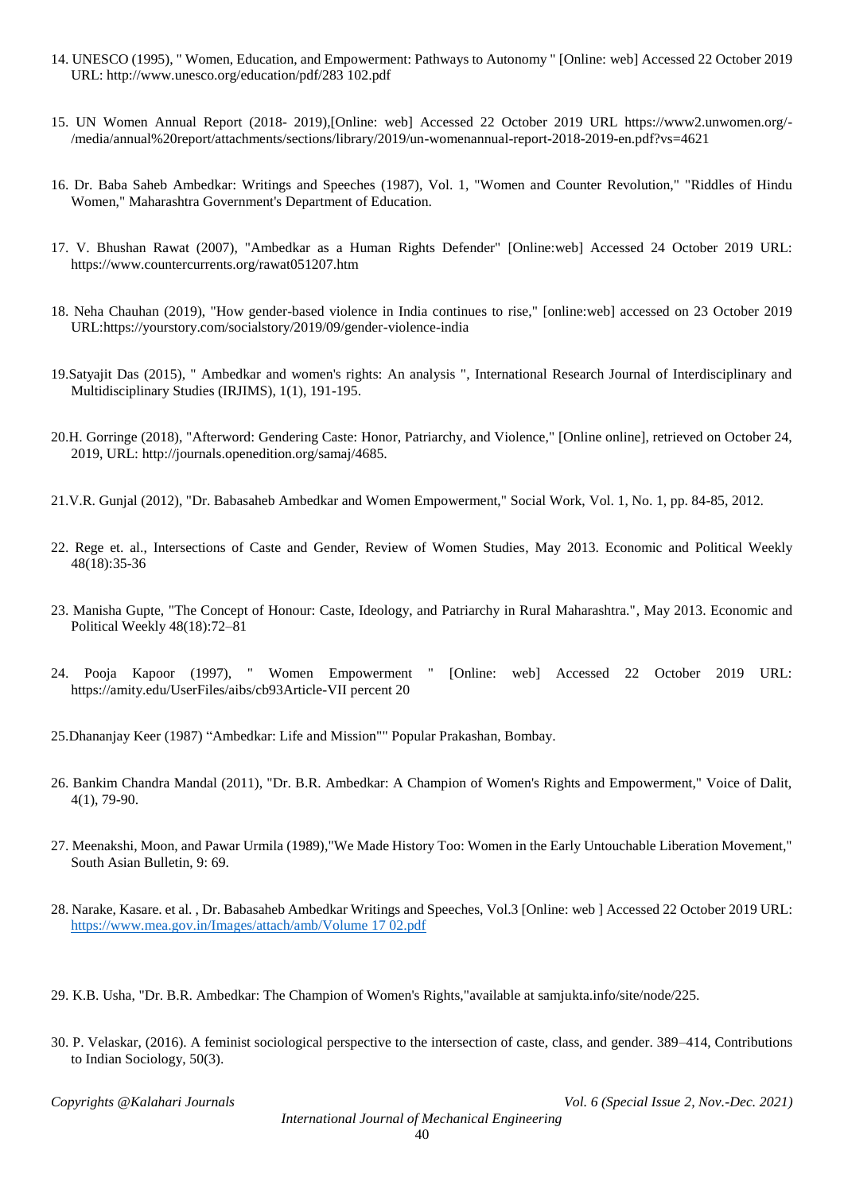14. UNESCO (1995), " Women, Education, and Empowerment: Pathways to Autonomy " [Online: web] Accessed 22 October 2019 URL: http://www.unesco.org/education/pdf/283 102.pdf

15. UN Women Annual Report (2018- 2019),[Online: web] Accessed 22 October 2019 URL https://www2.unwomen.org/-/media/annual%20report/attachments/sections/library/2019/un-womenannual-report-2018-2019-en.pdf?vs=4621

16. Dr. Baba Saheb Ambedkar: Writings and Speeches (1987), Vol. 1, "Women and Counter Revolution," "Riddles of Hindu Women," Maharashtra Government's Department of Education.

17. V. Bhushan Rawat (2007), "Ambedkar as a Human Rights Defender" [Online:web] Accessed 24 October 2019 URL: https://www.countercurrents.org/rawat051207.htm

18. Neha Chauhan (2019), "How gender-based violence in India continues to rise," [online:web] accessed on 23 October 2019 URL:https://yourstory.com/socialstory/2019/09/gender-violence-india

19.Satyajit Das (2015), " Ambedkar and women's rights: An analysis ", International Research Journal of Interdisciplinary and Multidisciplinary Studies (IRJIMS), 1(1), 191-195.

20.H. Gorringe (2018), "Afterword: Gendering Caste: Honor, Patriarchy, and Violence," [Online online], retrieved on October 24, 2019, URL: http://journals.openedition.org/samaj/4685.

21.V.R. Gunjal (2012), "Dr. Babasaheb Ambedkar and Women Empowerment," Social Work, Vol. 1, No. 1, pp. 84-85, 2012.

22. Rege et. al., Intersections of Caste and Gender, Review of Women Studies, May 2013. Economic and Political Weekly 48(18):35-36

23. Manisha Gupte, "The Concept of Honour: Caste, Ideology, and Patriarchy in Rural Maharashtra.", May 2013. Economic and Political Weekly 48(18):72–81

24. Pooja Kapoor (1997), " Women Empowerment " [Online: web] Accessed 22 October 2019 URL: https://amity.edu/UserFiles/aibs/cb93Article-VII percent 20

25.Dhananjay Keer (1987) "Ambedkar: Life and Mission"" Popular Prakashan, Bombay.

26. Bankim Chandra Mandal (2011), "Dr. B.R. Ambedkar: A Champion of Women's Rights and Empowerment," Voice of Dalit, 4(1), 79-90.

27. Meenakshi, Moon, and Pawar Urmila (1989),"We Made History Too: Women in the Early Untouchable Liberation Movement," South Asian Bulletin, 9: 69.

28. Narake, Kasare. et al. , Dr. Babasaheb Ambedkar Writings and Speeches, Vol.3 [Online: web ] Accessed 22 October 2019 URL: https://www.mea.gov.in/Images/attach/amb/Volume 17 02.pdf

29. K.B. Usha, "Dr. B.R. Ambedkar: The Champion of Women's Rights,"available at samjukta.info/site/node/225.

30. P. Velaskar, (2016). A feminist sociological perspective to the intersection of caste, class, and gender. 389–414, Contributions to Indian Sociology, 50(3).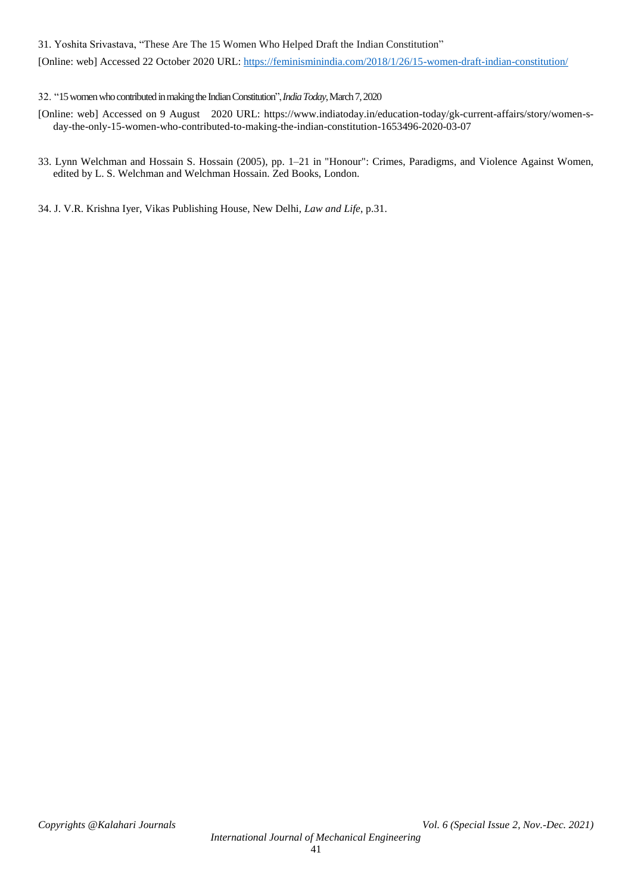31. Yoshita Srivastava, "These Are The 15 Women Who Helped Draft the Indian Constitution"

[Online: web] Accessed 22 October 2020 URL: https://feminisminindia.com/2018/1/26/15-women-draft-indian-constitution/

32. "15 women who contributed in making the Indian Constitution", *India Today*, March 7, 2020

[Online: web] Accessed on 9 August 2020 URL: https://www.indiatoday.in/education-today/gk-current-affairs/story/women-s-day-the-only-15-women-who-contributed-to-making-the-indian-constitution-1653496-2020-03-07

33. Lynn Welchman and Hossain S. Hossain (2005), pp. 1–21 in "Honour": Crimes, Paradigms, and Violence Against Women, edited by L. S. Welchman and Welchman Hossain. Zed Books, London.

34. J. V.R. Krishna Iyer, Vikas Publishing House, New Delhi, *Law and Life*, p.31.